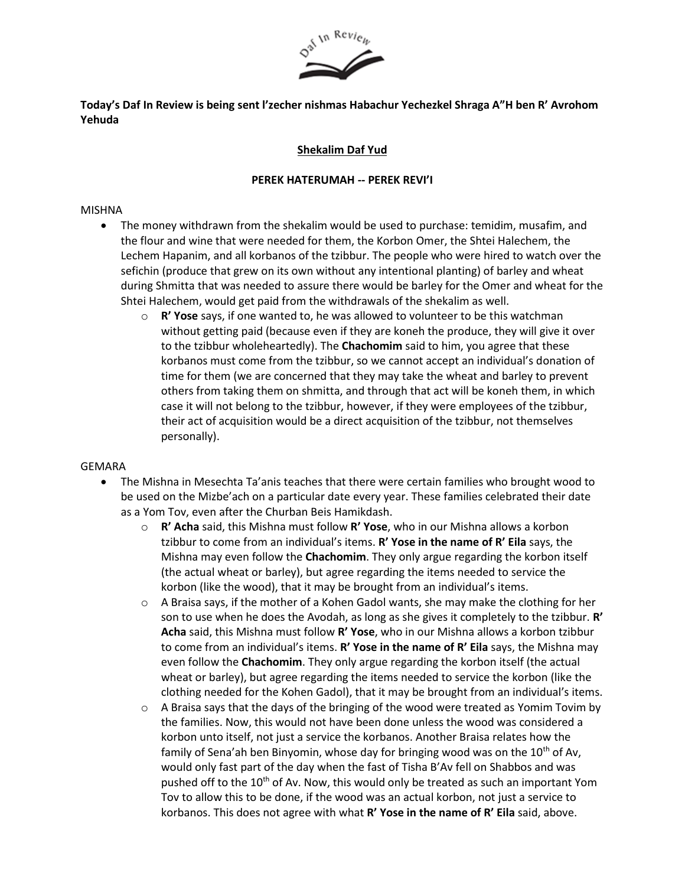**Today's Daf In Review is being sent l'zecher nishmas Habachur Yechezkel Shraga A"H ben R' Avrohom Yehuda**

**Shekalim Daf Yud**

**PEREK HATERUMAH -- PEREK REVI'I**

MISHNA

- The money withdrawn from the shekalim would be used to purchase: temidim, musafim, and the flour and wine that were needed for them, the Korbon Omer, the Shtei Halechem, the Lechem Hapanim, and all korbanos of the tzibbur. The people who were hired to watch over the sefichin (produce that grew on its own without any intentional planting) of barley and wheat during Shmitta that was needed to assure there would be barley for the Omer and wheat for the Shtei Halechem, would get paid from the withdrawals of the shekalim as well.
  - **R' Yose** says, if one wanted to, he was allowed to volunteer to be this watchman without getting paid (because even if they are koneh the produce, they will give it over to the tzibbur wholeheartedly). The **Chachomim** said to him, you agree that these korbanos must come from the tzibbur, so we cannot accept an individual's donation of time for them (we are concerned that they may take the wheat and barley to prevent others from taking them on shmitta, and through that act will be koneh them, in which case it will not belong to the tzibbur, however, if they were employees of the tzibbur, their act of acquisition would be a direct acquisition of the tzibbur, not themselves personally).

GEMARA

- The Mishna in Mesechta Ta'anis teaches that there were certain families who brought wood to be used on the Mizbe'ach on a particular date every year. These families celebrated their date as a Yom Tov, even after the Churban Beis Hamikdash.
  - **R' Acha** said, this Mishna must follow **R' Yose**, who in our Mishna allows a korbon tzibbur to come from an individual's items. **R' Yose in the name of R' Eila** says, the Mishna may even follow the **Chachomim**. They only argue regarding the korbon itself (the actual wheat or barley), but agree regarding the items needed to service the korbon (like the wood), that it may be brought from an individual's items.
  - A Braisa says, if the mother of a Kohen Gadol wants, she may make the clothing for her son to use when he does the Avodah, as long as she gives it completely to the tzibbur. **R' Acha** said, this Mishna must follow **R' Yose**, who in our Mishna allows a korbon tzibbur to come from an individual's items. **R' Yose in the name of R' Eila** says, the Mishna may even follow the **Chachomim**. They only argue regarding the korbon itself (the actual wheat or barley), but agree regarding the items needed to service the korbon (like the clothing needed for the Kohen Gadol), that it may be brought from an individual's items.
  - A Braisa says that the days of the bringing of the wood were treated as Yomim Tovim by the families. Now, this would not have been done unless the wood was considered a korbon unto itself, not just a service the korbanos. Another Braisa relates how the family of Sena'ah ben Binyomin, whose day for bringing wood was on the 10th of Av, would only fast part of the day when the fast of Tisha B'Av fell on Shabbos and was pushed off to the 10th of Av. Now, this would only be treated as such an important Yom Tov to allow this to be done, if the wood was an actual korbon, not just a service to korbanos. This does not agree with what **R' Yose in the name of R' Eila** said, above.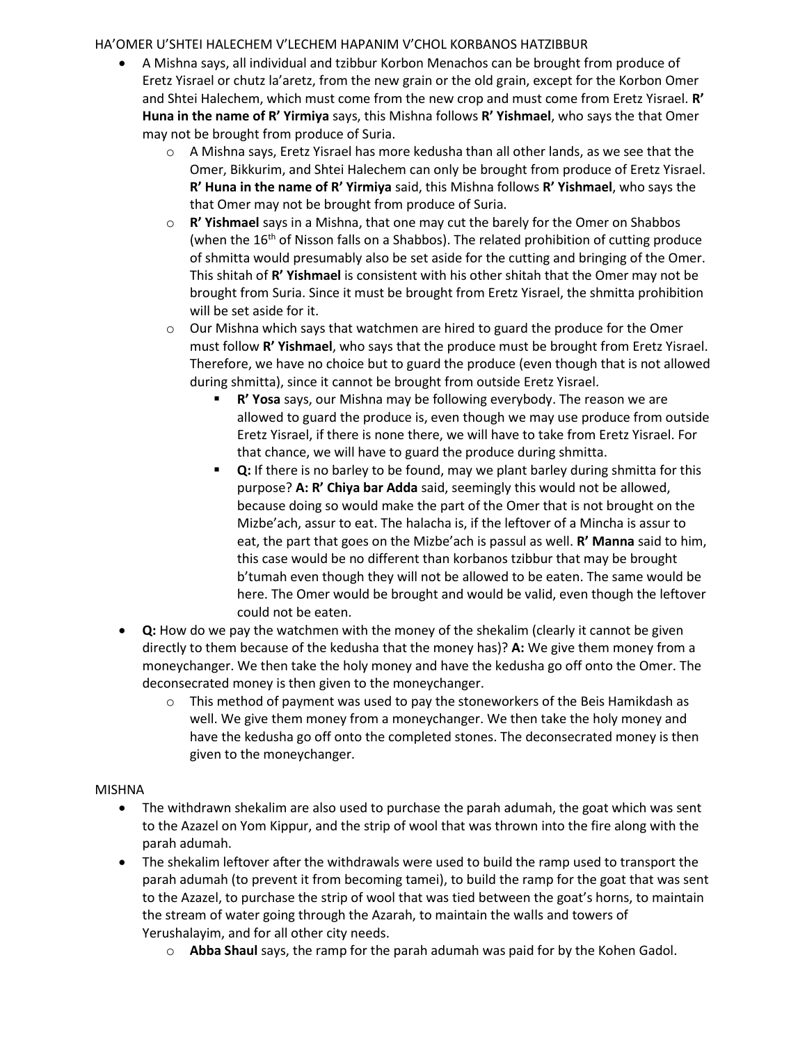HA'OMER U'SHTEI HALECHEM V'LECHEM HAPANIM V'CHOL KORBANOS HATZIBBUR

- A Mishna says, all individual and tzibbur Korbon Menachos can be brought from produce of Eretz Yisrael or chutz la'aretz, from the new grain or the old grain, except for the Korbon Omer and Shtei Halechem, which must come from the new crop and must come from Eretz Yisrael. **R' Huna in the name of R' Yirmiya** says, this Mishna follows **R' Yishmael**, who says the that Omer may not be brought from produce of Suria.
  - A Mishna says, Eretz Yisrael has more kedusha than all other lands, as we see that the Omer, Bikkurim, and Shtei Halechem can only be brought from produce of Eretz Yisrael. **R' Huna in the name of R' Yirmiya** said, this Mishna follows **R' Yishmael**, who says the that Omer may not be brought from produce of Suria.
  - **R' Yishmael** says in a Mishna, that one may cut the barely for the Omer on Shabbos (when the 16th of Nisson falls on a Shabbos). The related prohibition of cutting produce of shmitta would presumably also be set aside for the cutting and bringing of the Omer. This shitah of **R' Yishmael** is consistent with his other shitah that the Omer may not be brought from Suria. Since it must be brought from Eretz Yisrael, the shmitta prohibition will be set aside for it.
  - Our Mishna which says that watchmen are hired to guard the produce for the Omer must follow **R' Yishmael**, who says that the produce must be brought from Eretz Yisrael. Therefore, we have no choice but to guard the produce (even though that is not allowed during shmitta), since it cannot be brought from outside Eretz Yisrael.
    - **R' Yosa** says, our Mishna may be following everybody. The reason we are allowed to guard the produce is, even though we may use produce from outside Eretz Yisrael, if there is none there, we will have to take from Eretz Yisrael. For that chance, we will have to guard the produce during shmitta.
    - **Q:** If there is no barley to be found, may we plant barley during shmitta for this purpose? **A: R' Chiya bar Adda** said, seemingly this would not be allowed, because doing so would make the part of the Omer that is not brought on the Mizbe'ach, assur to eat. The halacha is, if the leftover of a Mincha is assur to eat, the part that goes on the Mizbe'ach is passul as well. **R' Manna** said to him, this case would be no different than korbanos tzibbur that may be brought b'tumah even though they will not be allowed to be eaten. The same would be here. The Omer would be brought and would be valid, even though the leftover could not be eaten.
- **Q:** How do we pay the watchmen with the money of the shekalim (clearly it cannot be given directly to them because of the kedusha that the money has)? **A:** We give them money from a moneychanger. We then take the holy money and have the kedusha go off onto the Omer. The deconsecrated money is then given to the moneychanger.
  - This method of payment was used to pay the stoneworkers of the Beis Hamikdash as well. We give them money from a moneychanger. We then take the holy money and have the kedusha go off onto the completed stones. The deconsecrated money is then given to the moneychanger.

MISHNA

- The withdrawn shekalim are also used to purchase the parah adumah, the goat which was sent to the Azazel on Yom Kippur, and the strip of wool that was thrown into the fire along with the parah adumah.
- The shekalim leftover after the withdrawals were used to build the ramp used to transport the parah adumah (to prevent it from becoming tamei), to build the ramp for the goat that was sent to the Azazel, to purchase the strip of wool that was tied between the goat's horns, to maintain the stream of water going through the Azarah, to maintain the walls and towers of Yerushalayim, and for all other city needs.
  - **Abba Shaul** says, the ramp for the parah adumah was paid for by the Kohen Gadol.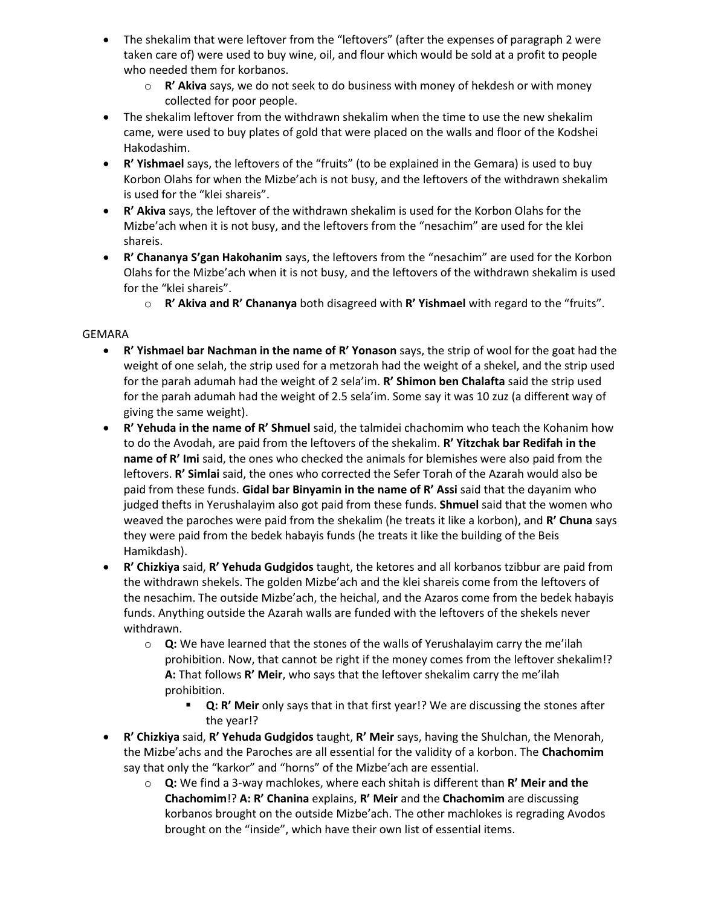- The shekalim that were leftover from the "leftovers" (after the expenses of paragraph 2 were taken care of) were used to buy wine, oil, and flour which would be sold at a profit to people who needed them for korbanos.
  - **R' Akiva** says, we do not seek to do business with money of hekdesh or with money collected for poor people.
- The shekalim leftover from the withdrawn shekalim when the time to use the new shekalim came, were used to buy plates of gold that were placed on the walls and floor of the Kodshei Hakodashim.
- **R' Yishmael** says, the leftovers of the "fruits" (to be explained in the Gemara) is used to buy Korbon Olahs for when the Mizbe'ach is not busy, and the leftovers of the withdrawn shekalim is used for the "klei shareis".
- **R' Akiva** says, the leftover of the withdrawn shekalim is used for the Korbon Olahs for the Mizbe'ach when it is not busy, and the leftovers from the "nesachim" are used for the klei shareis.
- **R' Chananya S'gan Hakohanim** says, the leftovers from the "nesachim" are used for the Korbon Olahs for the Mizbe'ach when it is not busy, and the leftovers of the withdrawn shekalim is used for the "klei shareis".
  - **R' Akiva and R' Chananya** both disagreed with **R' Yishmael** with regard to the "fruits".

GEMARA

- **R' Yishmael bar Nachman in the name of R' Yonason** says, the strip of wool for the goat had the weight of one selah, the strip used for a metzorah had the weight of a shekel, and the strip used for the parah adumah had the weight of 2 sela'im. **R' Shimon ben Chalafta** said the strip used for the parah adumah had the weight of 2.5 sela'im. Some say it was 10 zuz (a different way of giving the same weight).
- **R' Yehuda in the name of R' Shmuel** said, the talmidei chachomim who teach the Kohanim how to do the Avodah, are paid from the leftovers of the shekalim. **R' Yitzchak bar Redifah in the name of R' Imi** said, the ones who checked the animals for blemishes were also paid from the leftovers. **R' Simlai** said, the ones who corrected the Sefer Torah of the Azarah would also be paid from these funds. **Gidal bar Binyamin in the name of R' Assi** said that the dayanim who judged thefts in Yerushalayim also got paid from these funds. **Shmuel** said that the women who weaved the paroches were paid from the shekalim (he treats it like a korbon), and **R' Chuna** says they were paid from the bedek habayis funds (he treats it like the building of the Beis Hamikdash).
- **R' Chizkiya** said, **R' Yehuda Gudgidos** taught, the ketores and all korbanos tzibbur are paid from the withdrawn shekels. The golden Mizbe'ach and the klei shareis come from the leftovers of the nesachim. The outside Mizbe'ach, the heichal, and the Azaros come from the bedek habayis funds. Anything outside the Azarah walls are funded with the leftovers of the shekels never withdrawn.
  - **Q:** We have learned that the stones of the walls of Yerushalayim carry the me'ilah prohibition. Now, that cannot be right if the money comes from the leftover shekalim!? **A:** That follows **R' Meir**, who says that the leftover shekalim carry the me'ilah prohibition.
    - **Q: R' Meir** only says that in that first year!? We are discussing the stones after the year!?
- **R' Chizkiya** said, **R' Yehuda Gudgidos** taught, **R' Meir** says, having the Shulchan, the Menorah, the Mizbe'achs and the Paroches are all essential for the validity of a korbon. The **Chachomim** say that only the "karkor" and "horns" of the Mizbe'ach are essential.
  - **Q:** We find a 3-way machlokes, where each shitah is different than **R' Meir and the Chachomim**!? **A: R' Chanina** explains, **R' Meir** and the **Chachomim** are discussing korbanos brought on the outside Mizbe'ach. The other machlokes is regrading Avodos brought on the "inside", which have their own list of essential items.